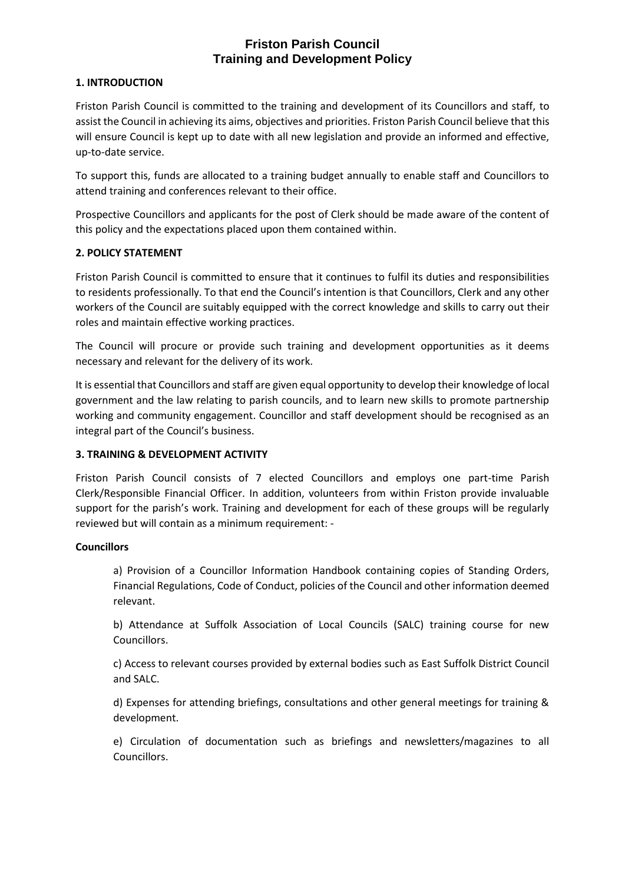# Friston Parish Council
# Training and Development Policy

## 1. INTRODUCTION

Friston Parish Council is committed to the training and development of its Councillors and staff, to assist the Council in achieving its aims, objectives and priorities. Friston Parish Council believe that this will ensure Council is kept up to date with all new legislation and provide an informed and effective, up-to-date service.

To support this, funds are allocated to a training budget annually to enable staff and Councillors to attend training and conferences relevant to their office.

Prospective Councillors and applicants for the post of Clerk should be made aware of the content of this policy and the expectations placed upon them contained within.

## 2. POLICY STATEMENT

Friston Parish Council is committed to ensure that it continues to fulfil its duties and responsibilities to residents professionally. To that end the Council's intention is that Councillors, Clerk and any other workers of the Council are suitably equipped with the correct knowledge and skills to carry out their roles and maintain effective working practices.

The Council will procure or provide such training and development opportunities as it deems necessary and relevant for the delivery of its work.

It is essential that Councillors and staff are given equal opportunity to develop their knowledge of local government and the law relating to parish councils, and to learn new skills to promote partnership working and community engagement. Councillor and staff development should be recognised as an integral part of the Council's business.

## 3. TRAINING & DEVELOPMENT ACTIVITY

Friston Parish Council consists of 7 elected Councillors and employs one part-time Parish Clerk/Responsible Financial Officer. In addition, volunteers from within Friston provide invaluable support for the parish's work. Training and development for each of these groups will be regularly reviewed but will contain as a minimum requirement: -

**Councillors**

a) Provision of a Councillor Information Handbook containing copies of Standing Orders, Financial Regulations, Code of Conduct, policies of the Council and other information deemed relevant.

b) Attendance at Suffolk Association of Local Councils (SALC) training course for new Councillors.

c) Access to relevant courses provided by external bodies such as East Suffolk District Council and SALC.

d) Expenses for attending briefings, consultations and other general meetings for training & development.

e) Circulation of documentation such as briefings and newsletters/magazines to all Councillors.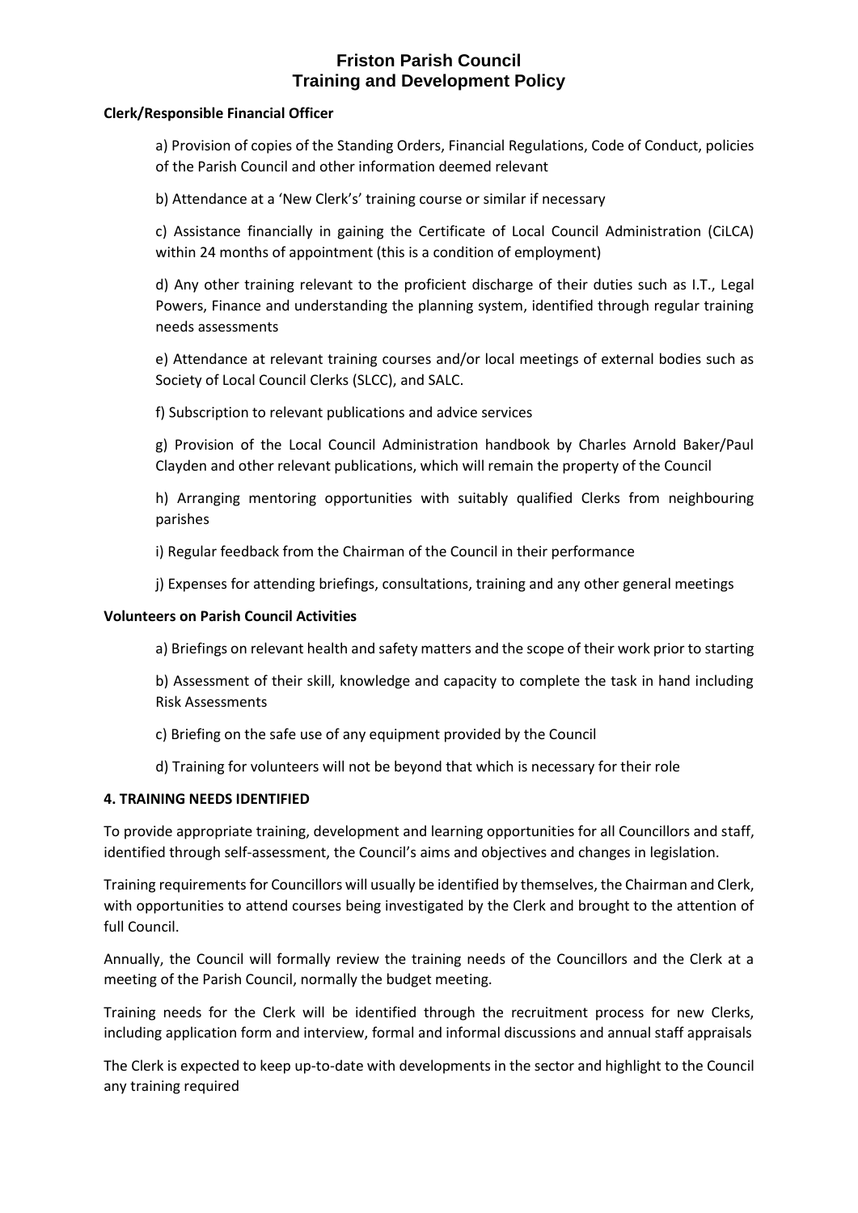**Clerk/Responsible Financial Officer**

a) Provision of copies of the Standing Orders, Financial Regulations, Code of Conduct, policies of the Parish Council and other information deemed relevant

b) Attendance at a 'New Clerk's' training course or similar if necessary

c) Assistance financially in gaining the Certificate of Local Council Administration (CiLCA) within 24 months of appointment (this is a condition of employment)

d) Any other training relevant to the proficient discharge of their duties such as I.T., Legal Powers, Finance and understanding the planning system, identified through regular training needs assessments

e) Attendance at relevant training courses and/or local meetings of external bodies such as Society of Local Council Clerks (SLCC), and SALC.

f) Subscription to relevant publications and advice services

g) Provision of the Local Council Administration handbook by Charles Arnold Baker/Paul Clayden and other relevant publications, which will remain the property of the Council

h) Arranging mentoring opportunities with suitably qualified Clerks from neighbouring parishes

i) Regular feedback from the Chairman of the Council in their performance

j) Expenses for attending briefings, consultations, training and any other general meetings

**Volunteers on Parish Council Activities**

a) Briefings on relevant health and safety matters and the scope of their work prior to starting

b) Assessment of their skill, knowledge and capacity to complete the task in hand including Risk Assessments

c) Briefing on the safe use of any equipment provided by the Council

d) Training for volunteers will not be beyond that which is necessary for their role

**4. TRAINING NEEDS IDENTIFIED**

To provide appropriate training, development and learning opportunities for all Councillors and staff, identified through self-assessment, the Council's aims and objectives and changes in legislation.

Training requirements for Councillors will usually be identified by themselves, the Chairman and Clerk, with opportunities to attend courses being investigated by the Clerk and brought to the attention of full Council.

Annually, the Council will formally review the training needs of the Councillors and the Clerk at a meeting of the Parish Council, normally the budget meeting.

Training needs for the Clerk will be identified through the recruitment process for new Clerks, including application form and interview, formal and informal discussions and annual staff appraisals

The Clerk is expected to keep up-to-date with developments in the sector and highlight to the Council any training required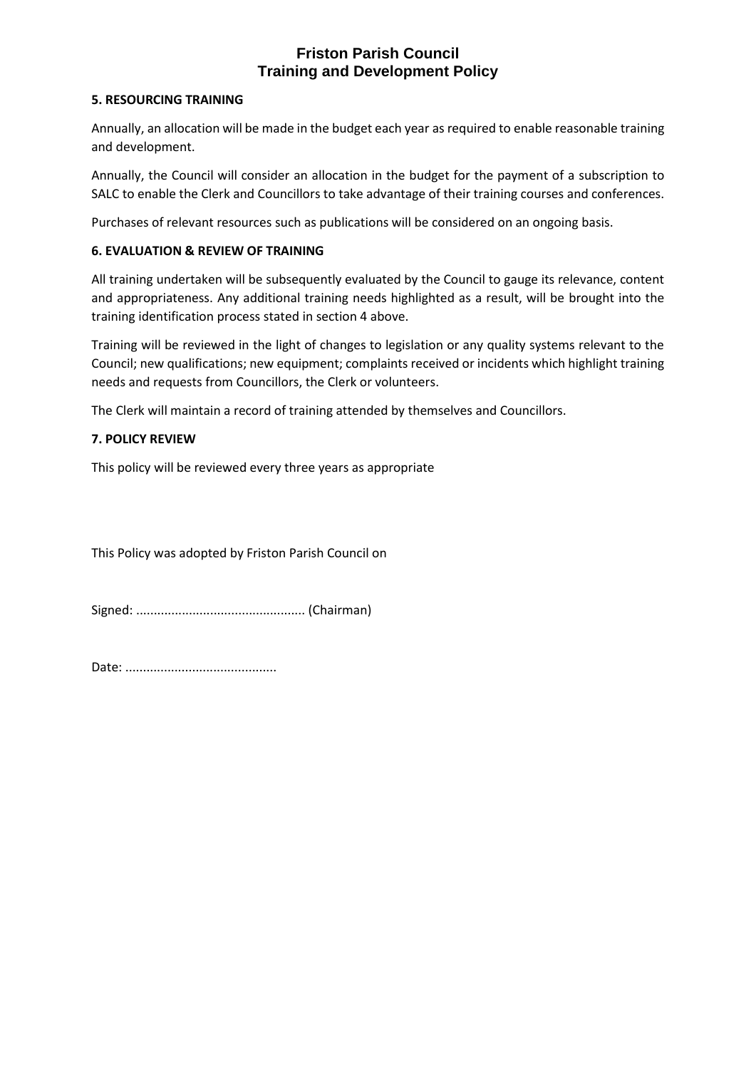**5. RESOURCING TRAINING**

Annually, an allocation will be made in the budget each year as required to enable reasonable training and development.

Annually, the Council will consider an allocation in the budget for the payment of a subscription to SALC to enable the Clerk and Councillors to take advantage of their training courses and conferences.

Purchases of relevant resources such as publications will be considered on an ongoing basis.

**6. EVALUATION & REVIEW OF TRAINING**

All training undertaken will be subsequently evaluated by the Council to gauge its relevance, content and appropriateness. Any additional training needs highlighted as a result, will be brought into the training identification process stated in section 4 above.

Training will be reviewed in the light of changes to legislation or any quality systems relevant to the Council; new qualifications; new equipment; complaints received or incidents which highlight training needs and requests from Councillors, the Clerk or volunteers.

The Clerk will maintain a record of training attended by themselves and Councillors.

**7. POLICY REVIEW**

This policy will be reviewed every three years as appropriate

This Policy was adopted by Friston Parish Council on

Signed: ............................................... (Chairman)

Date: ..........................................